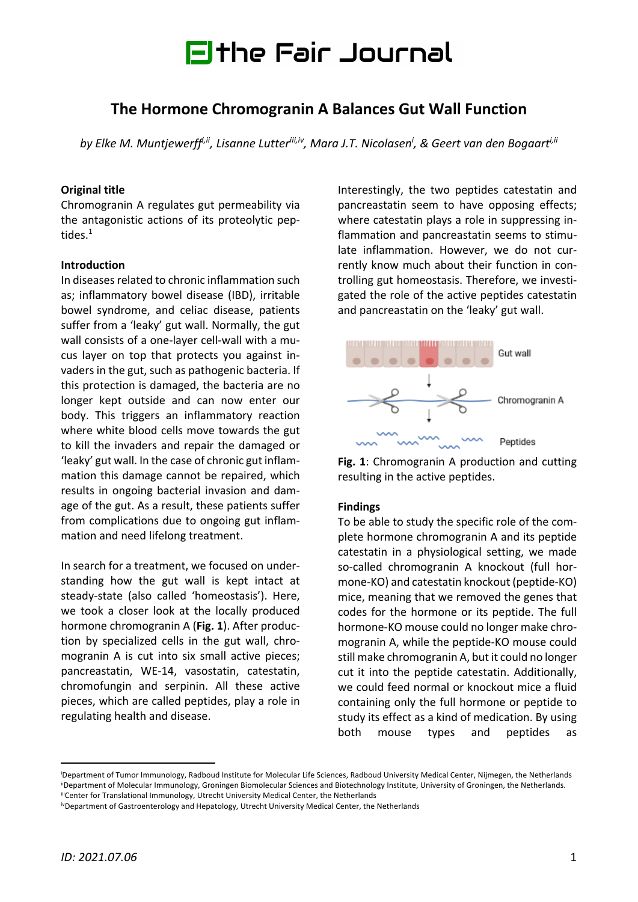# The Hormone Chromogranin A Balances Gut Wall Function

*by Elke M. Muntjewerff[i,ii], Lisanne Lutter[iii,iv], Mara J.T. Nicolasen[i], & Geert van den Bogaart[i,ii]*

**Original title**

Chromogranin A regulates gut permeability via the antagonistic actions of its proteolytic peptides.[1]

**Introduction**

In diseases related to chronic inflammation such as; inflammatory bowel disease (IBD), irritable bowel syndrome, and celiac disease, patients suffer from a 'leaky' gut wall. Normally, the gut wall consists of a one-layer cell-wall with a mucus layer on top that protects you against invaders in the gut, such as pathogenic bacteria. If this protection is damaged, the bacteria are no longer kept outside and can now enter our body. This triggers an inflammatory reaction where white blood cells move towards the gut to kill the invaders and repair the damaged or 'leaky' gut wall. In the case of chronic gut inflammation this damage cannot be repaired, which results in ongoing bacterial invasion and damage of the gut. As a result, these patients suffer from complications due to ongoing gut inflammation and need lifelong treatment.

In search for a treatment, we focused on understanding how the gut wall is kept intact at steady-state (also called 'homeostasis'). Here, we took a closer look at the locally produced hormone chromogranin A (**Fig. 1**). After production by specialized cells in the gut wall, chromogranin A is cut into six small active pieces; pancreastatin, WE-14, vasostatin, catestatin, chromofungin and serpinin. All these active pieces, which are called peptides, play a role in regulating health and disease.

Interestingly, the two peptides catestatin and pancreastatin seem to have opposing effects; where catestatin plays a role in suppressing inflammation and pancreastatin seems to stimulate inflammation. However, we do not currently know much about their function in controlling gut homeostasis. Therefore, we investigated the role of the active peptides catestatin and pancreastatin on the 'leaky' gut wall.

**Fig. 1**: Chromogranin A production and cutting resulting in the active peptides.

**Findings**

To be able to study the specific role of the complete hormone chromogranin A and its peptide catestatin in a physiological setting, we made so-called chromogranin A knockout (full hormone-KO) and catestatin knockout (peptide-KO) mice, meaning that we removed the genes that codes for the hormone or its peptide. The full hormone-KO mouse could no longer make chromogranin A, while the peptide-KO mouse could still make chromogranin A, but it could no longer cut it into the peptide catestatin. Additionally, we could feed normal or knockout mice a fluid containing only the full hormone or peptide to study its effect as a kind of medication. By using both mouse types and peptides as

[i]Department of Tumor Immunology, Radboud Institute for Molecular Life Sciences, Radboud University Medical Center, Nijmegen, the Netherlands
[ii]Department of Molecular Immunology, Groningen Biomolecular Sciences and Biotechnology Institute, University of Groningen, the Netherlands.
[iii]Center for Translational Immunology, Utrecht University Medical Center, the Netherlands
[iv]Department of Gastroenterology and Hepatology, Utrecht University Medical Center, the Netherlands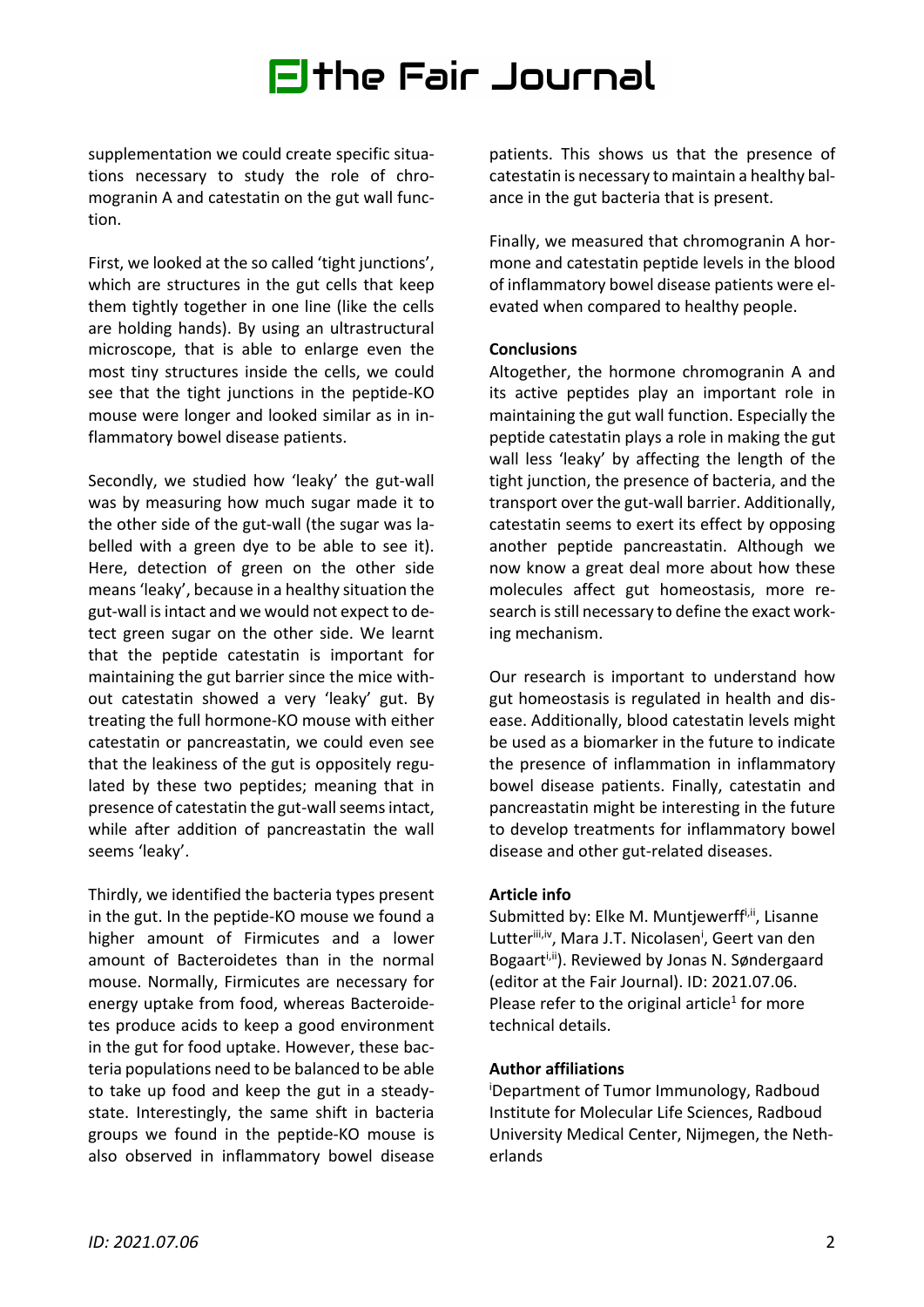supplementation we could create specific situations necessary to study the role of chromogranin A and catestatin on the gut wall function.

First, we looked at the so called 'tight junctions', which are structures in the gut cells that keep them tightly together in one line (like the cells are holding hands). By using an ultrastructural microscope, that is able to enlarge even the most tiny structures inside the cells, we could see that the tight junctions in the peptide-KO mouse were longer and looked similar as in inflammatory bowel disease patients.

Secondly, we studied how 'leaky' the gut-wall was by measuring how much sugar made it to the other side of the gut-wall (the sugar was labelled with a green dye to be able to see it). Here, detection of green on the other side means 'leaky', because in a healthy situation the gut-wall is intact and we would not expect to detect green sugar on the other side. We learnt that the peptide catestatin is important for maintaining the gut barrier since the mice without catestatin showed a very 'leaky' gut. By treating the full hormone-KO mouse with either catestatin or pancreastatin, we could even see that the leakiness of the gut is oppositely regulated by these two peptides; meaning that in presence of catestatin the gut-wall seems intact, while after addition of pancreastatin the wall seems 'leaky'.

Thirdly, we identified the bacteria types present in the gut. In the peptide-KO mouse we found a higher amount of Firmicutes and a lower amount of Bacteroidetes than in the normal mouse. Normally, Firmicutes are necessary for energy uptake from food, whereas Bacteroidetes produce acids to keep a good environment in the gut for food uptake. However, these bacteria populations need to be balanced to be able to take up food and keep the gut in a steady-state. Interestingly, the same shift in bacteria groups we found in the peptide-KO mouse is also observed in inflammatory bowel disease patients. This shows us that the presence of catestatin is necessary to maintain a healthy balance in the gut bacteria that is present.

Finally, we measured that chromogranin A hormone and catestatin peptide levels in the blood of inflammatory bowel disease patients were elevated when compared to healthy people.

**Conclusions**

Altogether, the hormone chromogranin A and its active peptides play an important role in maintaining the gut wall function. Especially the peptide catestatin plays a role in making the gut wall less 'leaky' by affecting the length of the tight junction, the presence of bacteria, and the transport over the gut-wall barrier. Additionally, catestatin seems to exert its effect by opposing another peptide pancreastatin. Although we now know a great deal more about how these molecules affect gut homeostasis, more research is still necessary to define the exact working mechanism.

Our research is important to understand how gut homeostasis is regulated in health and disease. Additionally, blood catestatin levels might be used as a biomarker in the future to indicate the presence of inflammation in inflammatory bowel disease patients. Finally, catestatin and pancreastatin might be interesting in the future to develop treatments for inflammatory bowel disease and other gut-related diseases.

**Article info**

Submitted by: Elke M. Muntjewerff[i,ii], Lisanne Lutter[iii,iv], Mara J.T. Nicolasen[i], Geert van den Bogaart[i,ii]). Reviewed by Jonas N. Søndergaard (editor at the Fair Journal). ID: 2021.07.06. Please refer to the original article[1] for more technical details.

**Author affiliations**

[i]Department of Tumor Immunology, Radboud Institute for Molecular Life Sciences, Radboud University Medical Center, Nijmegen, the Netherlands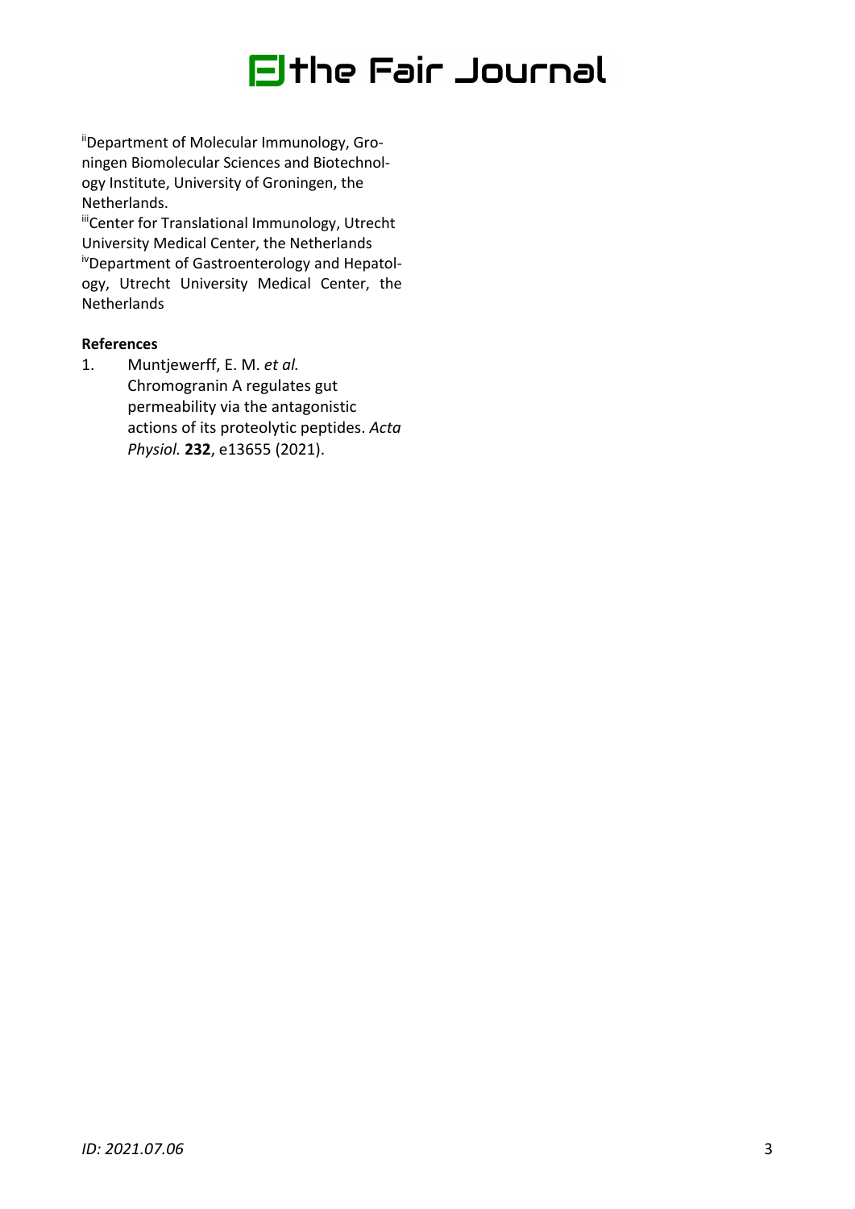[ii]Department of Molecular Immunology, Groningen Biomolecular Sciences and Biotechnology Institute, University of Groningen, the Netherlands.
[iii]Center for Translational Immunology, Utrecht University Medical Center, the Netherlands
[iv]Department of Gastroenterology and Hepatology, Utrecht University Medical Center, the Netherlands

**References**

1. Muntjewerff, E. M. *et al.* Chromogranin A regulates gut permeability via the antagonistic actions of its proteolytic peptides. *Acta Physiol.* **232**, e13655 (2021).